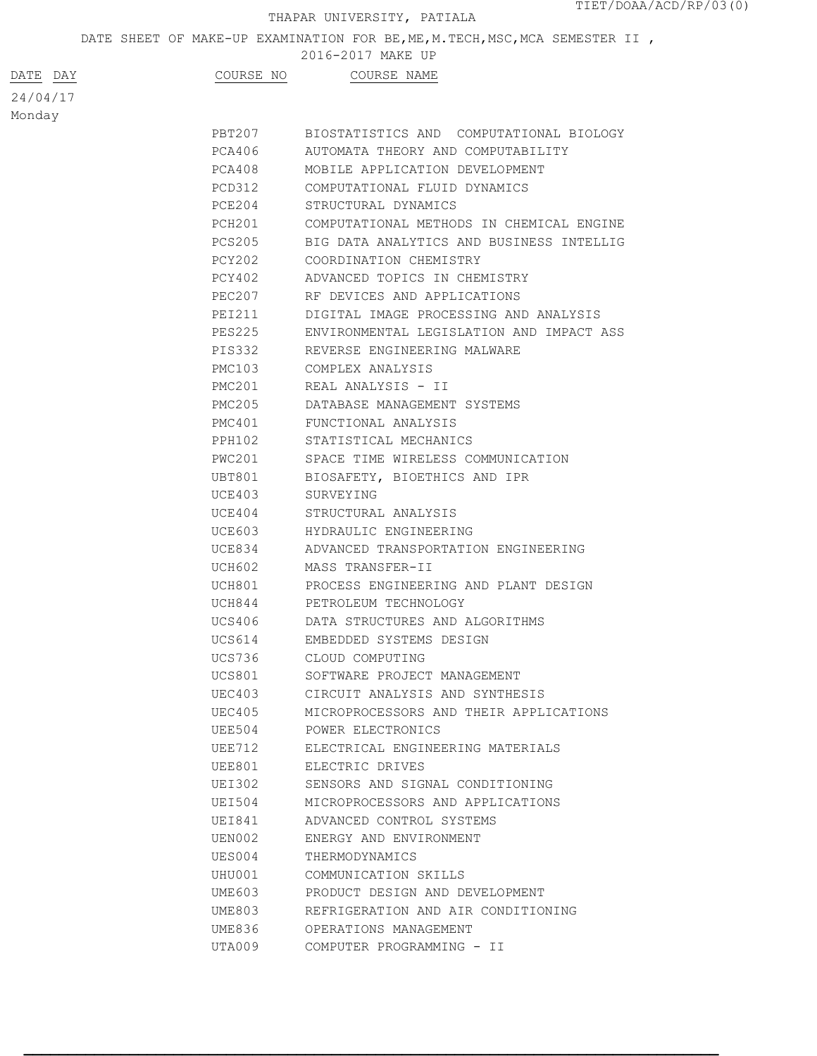TIET/DOAA/ACD/RP/03(0)

THAPAR UNIVERSITY, PATIALA

DATE SHEET OF MAKE-UP EXAMINATION FOR BE,ME,M.TECH,MSC,MCA SEMESTER II , 2016-2017 MAKE UP

| DATE DAY | COURSE NO | COURSE NAME |
|---|---|---|
| 24/04/17 Monday | | |
| | PBT207 | BIOSTATISTICS AND COMPUTATIONAL BIOLOGY |
| | PCA406 | AUTOMATA THEORY AND COMPUTABILITY |
| | PCA408 | MOBILE APPLICATION DEVELOPMENT |
| | PCD312 | COMPUTATIONAL FLUID DYNAMICS |
| | PCE204 | STRUCTURAL DYNAMICS |
| | PCH201 | COMPUTATIONAL METHODS IN CHEMICAL ENGINE |
| | PCS205 | BIG DATA ANALYTICS AND BUSINESS INTELLIG |
| | PCY202 | COORDINATION CHEMISTRY |
| | PCY402 | ADVANCED TOPICS IN CHEMISTRY |
| | PEC207 | RF DEVICES AND APPLICATIONS |
| | PEI211 | DIGITAL IMAGE PROCESSING AND ANALYSIS |
| | PES225 | ENVIRONMENTAL LEGISLATION AND IMPACT ASS |
| | PIS332 | REVERSE ENGINEERING MALWARE |
| | PMC103 | COMPLEX ANALYSIS |
| | PMC201 | REAL ANALYSIS - II |
| | PMC205 | DATABASE MANAGEMENT SYSTEMS |
| | PMC401 | FUNCTIONAL ANALYSIS |
| | PPH102 | STATISTICAL MECHANICS |
| | PWC201 | SPACE TIME WIRELESS COMMUNICATION |
| | UBT801 | BIOSAFETY, BIOETHICS AND IPR |
| | UCE403 | SURVEYING |
| | UCE404 | STRUCTURAL ANALYSIS |
| | UCE603 | HYDRAULIC ENGINEERING |
| | UCE834 | ADVANCED TRANSPORTATION ENGINEERING |
| | UCH602 | MASS TRANSFER-II |
| | UCH801 | PROCESS ENGINEERING AND PLANT DESIGN |
| | UCH844 | PETROLEUM TECHNOLOGY |
| | UCS406 | DATA STRUCTURES AND ALGORITHMS |
| | UCS614 | EMBEDDED SYSTEMS DESIGN |
| | UCS736 | CLOUD COMPUTING |
| | UCS801 | SOFTWARE PROJECT MANAGEMENT |
| | UEC403 | CIRCUIT ANALYSIS AND SYNTHESIS |
| | UEC405 | MICROPROCESSORS AND THEIR APPLICATIONS |
| | UEE504 | POWER ELECTRONICS |
| | UEE712 | ELECTRICAL ENGINEERING MATERIALS |
| | UEE801 | ELECTRIC DRIVES |
| | UEI302 | SENSORS AND SIGNAL CONDITIONING |
| | UEI504 | MICROPROCESSORS AND APPLICATIONS |
| | UEI841 | ADVANCED CONTROL SYSTEMS |
| | UEN002 | ENERGY AND ENVIRONMENT |
| | UES004 | THERMODYNAMICS |
| | UHU001 | COMMUNICATION SKILLS |
| | UME603 | PRODUCT DESIGN AND DEVELOPMENT |
| | UME803 | REFRIGERATION AND AIR CONDITIONING |
| | UME836 | OPERATIONS MANAGEMENT |
| | UTA009 | COMPUTER PROGRAMMING - II |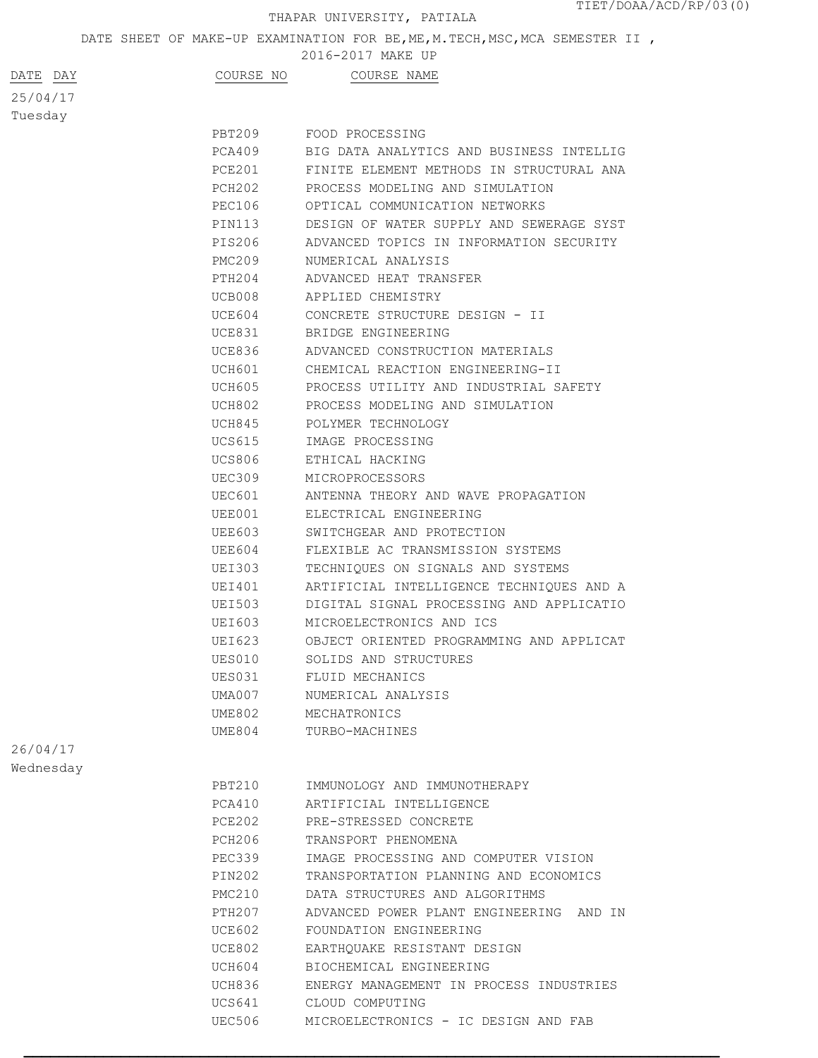TIET/DOAA/ACD/RP/03(0)

THAPAR UNIVERSITY, PATIALA

DATE SHEET OF MAKE-UP EXAMINATION FOR BE,ME,M.TECH,MSC,MCA SEMESTER II , 2016-2017 MAKE UP

| DATE DAY | COURSE NO | COURSE NAME |
|---|---|---|
| 25/04/17 Tuesday | | |
| | PBT209 | FOOD PROCESSING |
| | PCA409 | BIG DATA ANALYTICS AND BUSINESS INTELLIG |
| | PCE201 | FINITE ELEMENT METHODS IN STRUCTURAL ANA |
| | PCH202 | PROCESS MODELING AND SIMULATION |
| | PEC106 | OPTICAL COMMUNICATION NETWORKS |
| | PIN113 | DESIGN OF WATER SUPPLY AND SEWERAGE SYST |
| | PIS206 | ADVANCED TOPICS IN INFORMATION SECURITY |
| | PMC209 | NUMERICAL ANALYSIS |
| | PTH204 | ADVANCED HEAT TRANSFER |
| | UCB008 | APPLIED CHEMISTRY |
| | UCE604 | CONCRETE STRUCTURE DESIGN - II |
| | UCE831 | BRIDGE ENGINEERING |
| | UCE836 | ADVANCED CONSTRUCTION MATERIALS |
| | UCH601 | CHEMICAL REACTION ENGINEERING-II |
| | UCH605 | PROCESS UTILITY AND INDUSTRIAL SAFETY |
| | UCH802 | PROCESS MODELING AND SIMULATION |
| | UCH845 | POLYMER TECHNOLOGY |
| | UCS615 | IMAGE PROCESSING |
| | UCS806 | ETHICAL HACKING |
| | UEC309 | MICROPROCESSORS |
| | UEC601 | ANTENNA THEORY AND WAVE PROPAGATION |
| | UEE001 | ELECTRICAL ENGINEERING |
| | UEE603 | SWITCHGEAR AND PROTECTION |
| | UEE604 | FLEXIBLE AC TRANSMISSION SYSTEMS |
| | UEI303 | TECHNIQUES ON SIGNALS AND SYSTEMS |
| | UEI401 | ARTIFICIAL INTELLIGENCE TECHNIQUES AND A |
| | UEI503 | DIGITAL SIGNAL PROCESSING AND APPLICATIO |
| | UEI603 | MICROELECTRONICS AND ICS |
| | UEI623 | OBJECT ORIENTED PROGRAMMING AND APPLICAT |
| | UES010 | SOLIDS AND STRUCTURES |
| | UES031 | FLUID MECHANICS |
| | UMA007 | NUMERICAL ANALYSIS |
| | UME802 | MECHATRONICS |
| | UME804 | TURBO-MACHINES |
| 26/04/17 Wednesday | | |
| | PBT210 | IMMUNOLOGY AND IMMUNOTHERAPY |
| | PCA410 | ARTIFICIAL INTELLIGENCE |
| | PCE202 | PRE-STRESSED CONCRETE |
| | PCH206 | TRANSPORT PHENOMENA |
| | PEC339 | IMAGE PROCESSING AND COMPUTER VISION |
| | PIN202 | TRANSPORTATION PLANNING AND ECONOMICS |
| | PMC210 | DATA STRUCTURES AND ALGORITHMS |
| | PTH207 | ADVANCED POWER PLANT ENGINEERING AND IN |
| | UCE602 | FOUNDATION ENGINEERING |
| | UCE802 | EARTHQUAKE RESISTANT DESIGN |
| | UCH604 | BIOCHEMICAL ENGINEERING |
| | UCH836 | ENERGY MANAGEMENT IN PROCESS INDUSTRIES |
| | UCS641 | CLOUD COMPUTING |
| | UEC506 | MICROELECTRONICS - IC DESIGN AND FAB |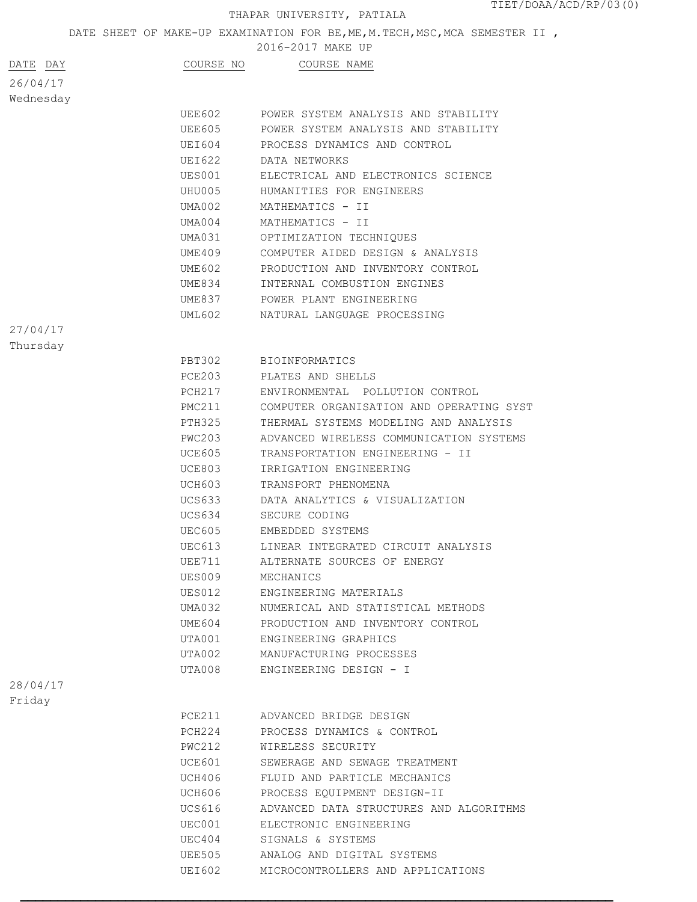TIET/DOAA/ACD/RP/03(0)

# THAPAR UNIVERSITY, PATIALA

## DATE SHEET OF MAKE-UP EXAMINATION FOR BE,ME,M.TECH,MSC,MCA SEMESTER II , 2016-2017 MAKE UP

| DATE DAY | COURSE NO | COURSE NAME |
|---|---|---|
| 26/04/17 Wednesday | | |
| | UEE602 | POWER SYSTEM ANALYSIS AND STABILITY |
| | UEE605 | POWER SYSTEM ANALYSIS AND STABILITY |
| | UEI604 | PROCESS DYNAMICS AND CONTROL |
| | UEI622 | DATA NETWORKS |
| | UES001 | ELECTRICAL AND ELECTRONICS SCIENCE |
| | UHU005 | HUMANITIES FOR ENGINEERS |
| | UMA002 | MATHEMATICS - II |
| | UMA004 | MATHEMATICS - II |
| | UMA031 | OPTIMIZATION TECHNIQUES |
| | UME409 | COMPUTER AIDED DESIGN & ANALYSIS |
| | UME602 | PRODUCTION AND INVENTORY CONTROL |
| | UME834 | INTERNAL COMBUSTION ENGINES |
| | UME837 | POWER PLANT ENGINEERING |
| | UML602 | NATURAL LANGUAGE PROCESSING |
| 27/04/17 Thursday | | |
| | PBT302 | BIOINFORMATICS |
| | PCE203 | PLATES AND SHELLS |
| | PCH217 | ENVIRONMENTAL POLLUTION CONTROL |
| | PMC211 | COMPUTER ORGANISATION AND OPERATING SYST |
| | PTH325 | THERMAL SYSTEMS MODELING AND ANALYSIS |
| | PWC203 | ADVANCED WIRELESS COMMUNICATION SYSTEMS |
| | UCE605 | TRANSPORTATION ENGINEERING - II |
| | UCE803 | IRRIGATION ENGINEERING |
| | UCH603 | TRANSPORT PHENOMENA |
| | UCS633 | DATA ANALYTICS & VISUALIZATION |
| | UCS634 | SECURE CODING |
| | UEC605 | EMBEDDED SYSTEMS |
| | UEC613 | LINEAR INTEGRATED CIRCUIT ANALYSIS |
| | UEE711 | ALTERNATE SOURCES OF ENERGY |
| | UES009 | MECHANICS |
| | UES012 | ENGINEERING MATERIALS |
| | UMA032 | NUMERICAL AND STATISTICAL METHODS |
| | UME604 | PRODUCTION AND INVENTORY CONTROL |
| | UTA001 | ENGINEERING GRAPHICS |
| | UTA002 | MANUFACTURING PROCESSES |
| | UTA008 | ENGINEERING DESIGN - I |
| 28/04/17 Friday | | |
| | PCE211 | ADVANCED BRIDGE DESIGN |
| | PCH224 | PROCESS DYNAMICS & CONTROL |
| | PWC212 | WIRELESS SECURITY |
| | UCE601 | SEWERAGE AND SEWAGE TREATMENT |
| | UCH406 | FLUID AND PARTICLE MECHANICS |
| | UCH606 | PROCESS EQUIPMENT DESIGN-II |
| | UCS616 | ADVANCED DATA STRUCTURES AND ALGORITHMS |
| | UEC001 | ELECTRONIC ENGINEERING |
| | UEC404 | SIGNALS & SYSTEMS |
| | UEE505 | ANALOG AND DIGITAL SYSTEMS |
| | UEI602 | MICROCONTROLLERS AND APPLICATIONS |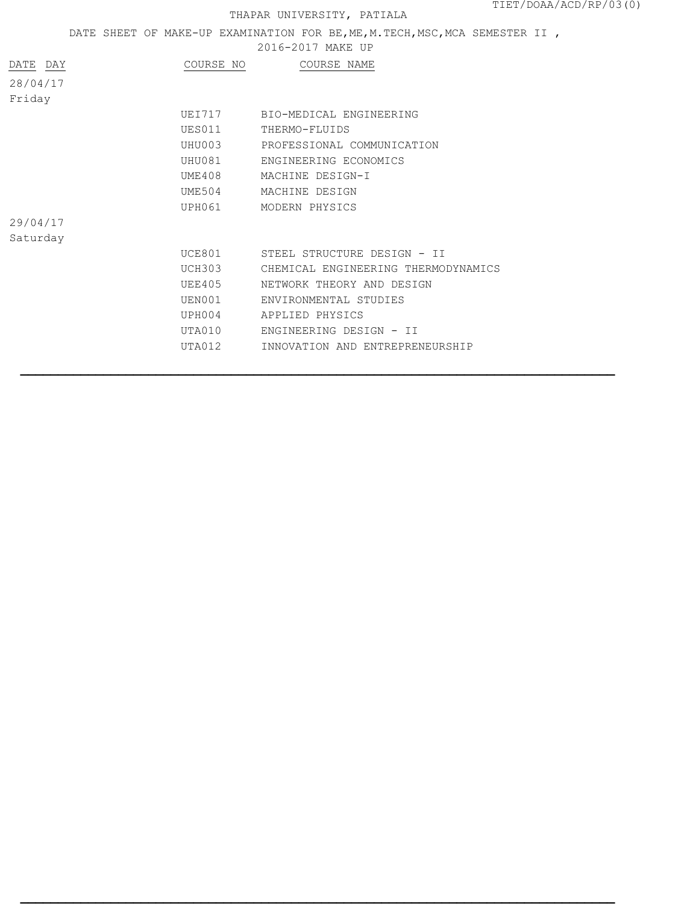TIET/DOAA/ACD/RP/03(0)

# THAPAR UNIVERSITY, PATIALA

## DATE SHEET OF MAKE-UP EXAMINATION FOR BE,ME,M.TECH,MSC,MCA SEMESTER II , 2016-2017 MAKE UP

| DATE DAY | COURSE NO | COURSE NAME |
|---|---|---|
| 28/04/17 Friday | | |
| | UEI717 | BIO-MEDICAL ENGINEERING |
| | UES011 | THERMO-FLUIDS |
| | UHU003 | PROFESSIONAL COMMUNICATION |
| | UHU081 | ENGINEERING ECONOMICS |
| | UME408 | MACHINE DESIGN-I |
| | UME504 | MACHINE DESIGN |
| | UPH061 | MODERN PHYSICS |
| 29/04/17 Saturday | | |
| | UCE801 | STEEL STRUCTURE DESIGN - II |
| | UCH303 | CHEMICAL ENGINEERING THERMODYNAMICS |
| | UEE405 | NETWORK THEORY AND DESIGN |
| | UEN001 | ENVIRONMENTAL STUDIES |
| | UPH004 | APPLIED PHYSICS |
| | UTA010 | ENGINEERING DESIGN - II |
| | UTA012 | INNOVATION AND ENTREPRENEURSHIP |